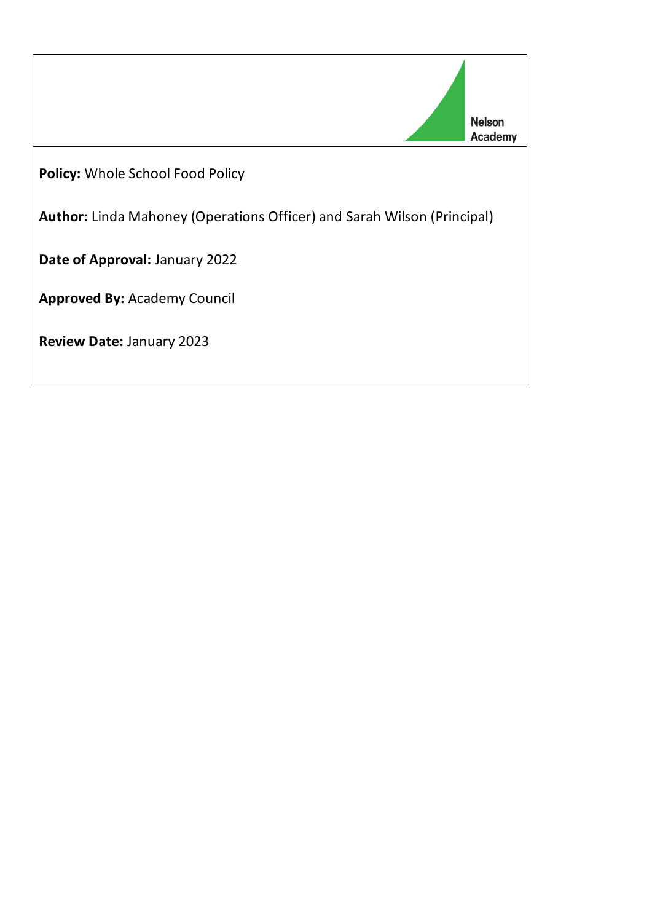Nelson Academy

**Policy:** Whole School Food Policy

**Author:** Linda Mahoney (Operations Officer) and Sarah Wilson (Principal)

**Date of Approval:** January 2022

**Approved By:** Academy Council

**Review Date:** January 2023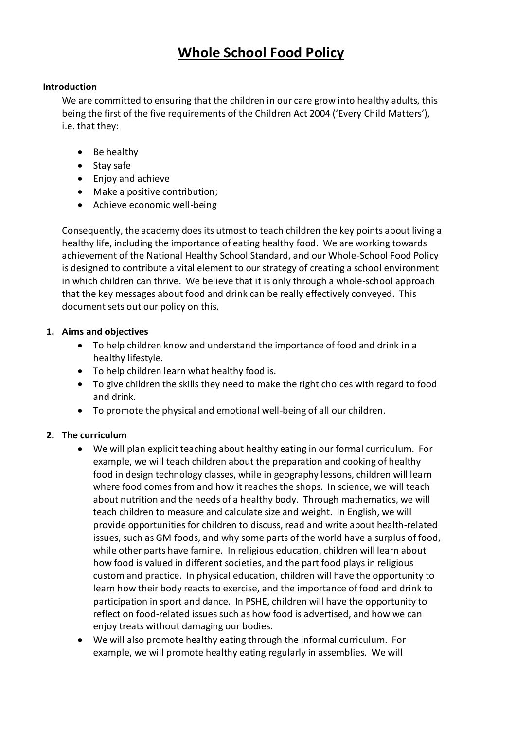# Whole School Food Policy

**Introduction**

We are committed to ensuring that the children in our care grow into healthy adults, this being the first of the five requirements of the Children Act 2004 ('Every Child Matters'), i.e. that they:

- Be healthy
- Stay safe
- Enjoy and achieve
- Make a positive contribution;
- Achieve economic well-being

Consequently, the academy does its utmost to teach children the key points about living a healthy life, including the importance of eating healthy food. We are working towards achievement of the National Healthy School Standard, and our Whole-School Food Policy is designed to contribute a vital element to our strategy of creating a school environment in which children can thrive. We believe that it is only through a whole-school approach that the key messages about food and drink can be really effectively conveyed. This document sets out our policy on this.

**1. Aims and objectives**

- To help children know and understand the importance of food and drink in a healthy lifestyle.
- To help children learn what healthy food is.
- To give children the skills they need to make the right choices with regard to food and drink.
- To promote the physical and emotional well-being of all our children.

**2. The curriculum**

- We will plan explicit teaching about healthy eating in our formal curriculum. For example, we will teach children about the preparation and cooking of healthy food in design technology classes, while in geography lessons, children will learn where food comes from and how it reaches the shops. In science, we will teach about nutrition and the needs of a healthy body. Through mathematics, we will teach children to measure and calculate size and weight. In English, we will provide opportunities for children to discuss, read and write about health-related issues, such as GM foods, and why some parts of the world have a surplus of food, while other parts have famine. In religious education, children will learn about how food is valued in different societies, and the part food plays in religious custom and practice. In physical education, children will have the opportunity to learn how their body reacts to exercise, and the importance of food and drink to participation in sport and dance. In PSHE, children will have the opportunity to reflect on food-related issues such as how food is advertised, and how we can enjoy treats without damaging our bodies.
- We will also promote healthy eating through the informal curriculum. For example, we will promote healthy eating regularly in assemblies. We will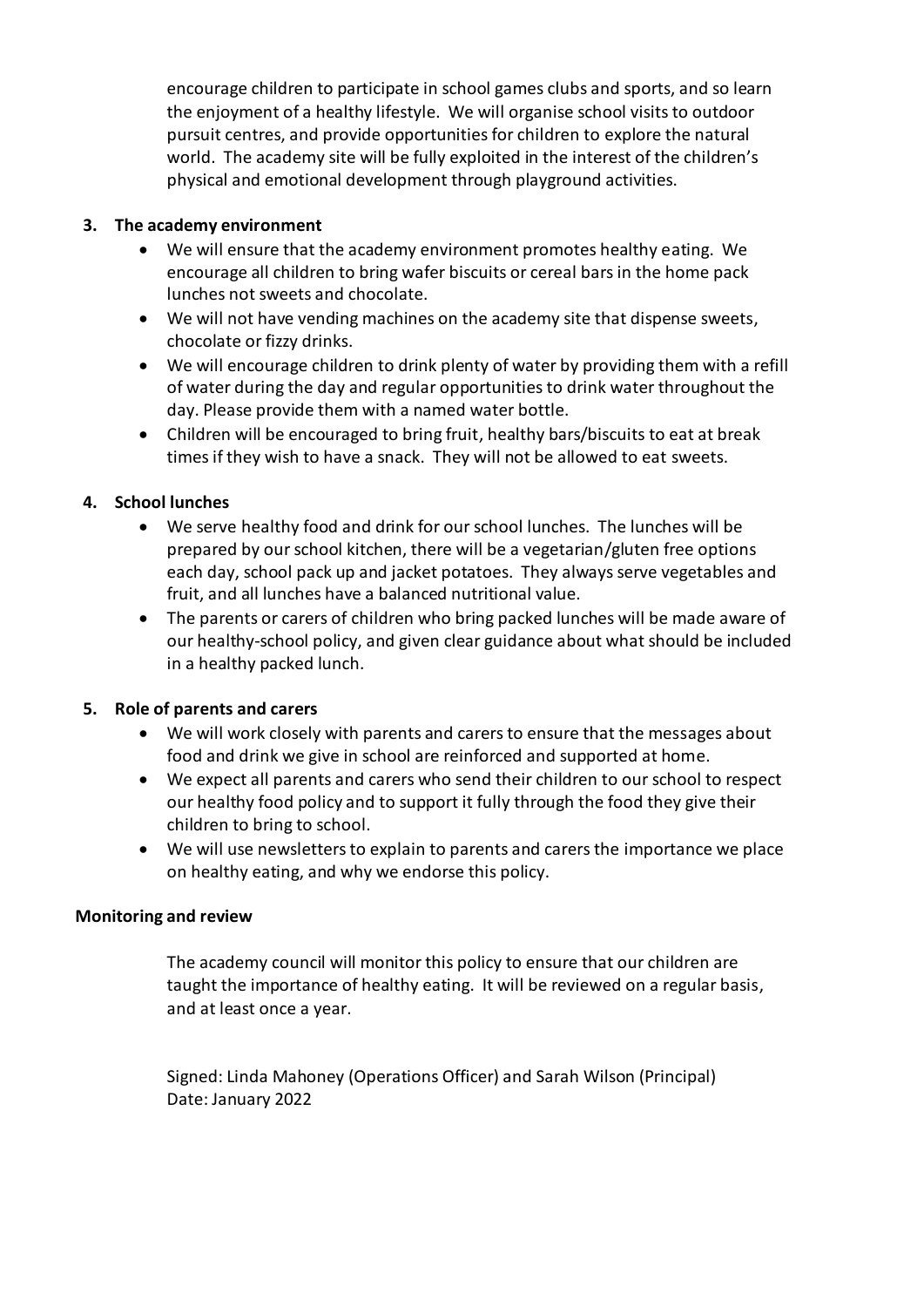encourage children to participate in school games clubs and sports, and so learn the enjoyment of a healthy lifestyle. We will organise school visits to outdoor pursuit centres, and provide opportunities for children to explore the natural world. The academy site will be fully exploited in the interest of the children's physical and emotional development through playground activities.

**3. The academy environment**

- We will ensure that the academy environment promotes healthy eating. We encourage all children to bring wafer biscuits or cereal bars in the home pack lunches not sweets and chocolate.
- We will not have vending machines on the academy site that dispense sweets, chocolate or fizzy drinks.
- We will encourage children to drink plenty of water by providing them with a refill of water during the day and regular opportunities to drink water throughout the day. Please provide them with a named water bottle.
- Children will be encouraged to bring fruit, healthy bars/biscuits to eat at break times if they wish to have a snack. They will not be allowed to eat sweets.

**4. School lunches**

- We serve healthy food and drink for our school lunches. The lunches will be prepared by our school kitchen, there will be a vegetarian/gluten free options each day, school pack up and jacket potatoes. They always serve vegetables and fruit, and all lunches have a balanced nutritional value.
- The parents or carers of children who bring packed lunches will be made aware of our healthy-school policy, and given clear guidance about what should be included in a healthy packed lunch.

**5. Role of parents and carers**

- We will work closely with parents and carers to ensure that the messages about food and drink we give in school are reinforced and supported at home.
- We expect all parents and carers who send their children to our school to respect our healthy food policy and to support it fully through the food they give their children to bring to school.
- We will use newsletters to explain to parents and carers the importance we place on healthy eating, and why we endorse this policy.

**Monitoring and review**

The academy council will monitor this policy to ensure that our children are taught the importance of healthy eating. It will be reviewed on a regular basis, and at least once a year.

Signed: Linda Mahoney (Operations Officer) and Sarah Wilson (Principal)
Date: January 2022